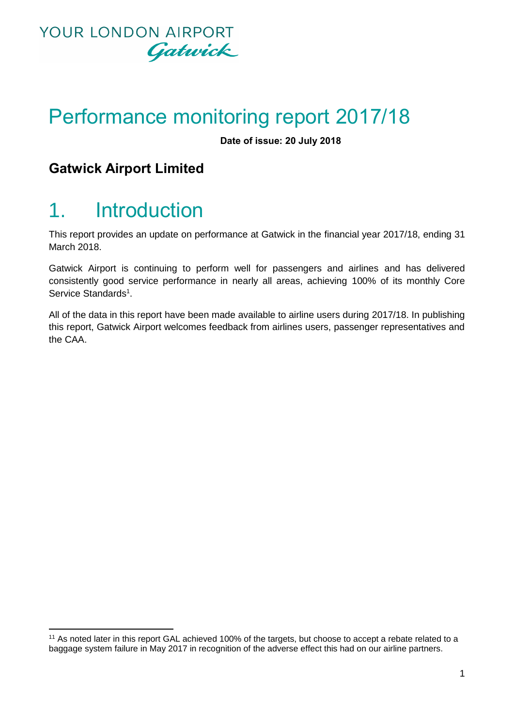YOUR LONDON AIRPORT
Gatwick

# Performance monitoring report 2017/18

**Date of issue: 20 July 2018**

## Gatwick Airport Limited

# 1. Introduction

This report provides an update on performance at Gatwick in the financial year 2017/18, ending 31 March 2018.

Gatwick Airport is continuing to perform well for passengers and airlines and has delivered consistently good service performance in nearly all areas, achieving 100% of its monthly Core Service Standards[1].

All of the data in this report have been made available to airline users during 2017/18. In publishing this report, Gatwick Airport welcomes feedback from airlines users, passenger representatives and the CAA.

---

[11] As noted later in this report GAL achieved 100% of the targets, but choose to accept a rebate related to a baggage system failure in May 2017 in recognition of the adverse effect this had on our airline partners.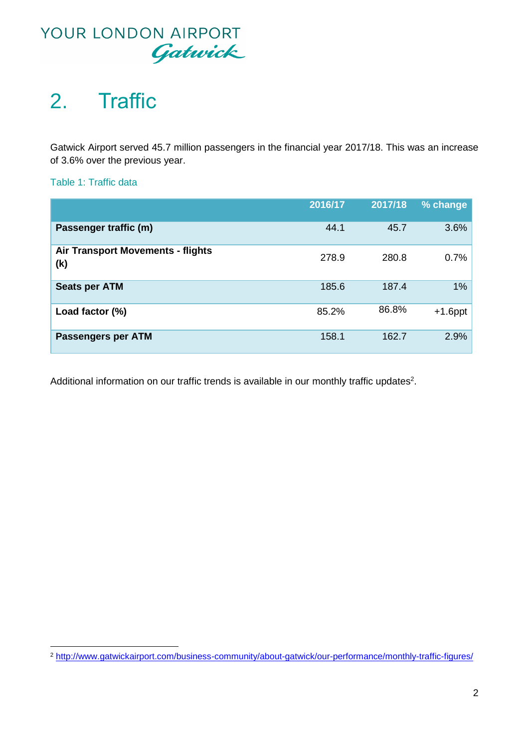## 2. Traffic

Gatwick Airport served 45.7 million passengers in the financial year 2017/18. This was an increase of 3.6% over the previous year.

Table 1: Traffic data

| | 2016/17 | 2017/18 | % change |
|---|---|---|---|
| **Passenger traffic (m)** | 44.1 | 45.7 | 3.6% |
| **Air Transport Movements - flights (k)** | 278.9 | 280.8 | 0.7% |
| **Seats per ATM** | 185.6 | 187.4 | 1% |
| **Load factor (%)** | 85.2% | 86.8% | +1.6ppt |
| **Passengers per ATM** | 158.1 | 162.7 | 2.9% |

Additional information on our traffic trends is available in our monthly traffic updates[2].

[2] http://www.gatwickairport.com/business-community/about-gatwick/our-performance/monthly-traffic-figures/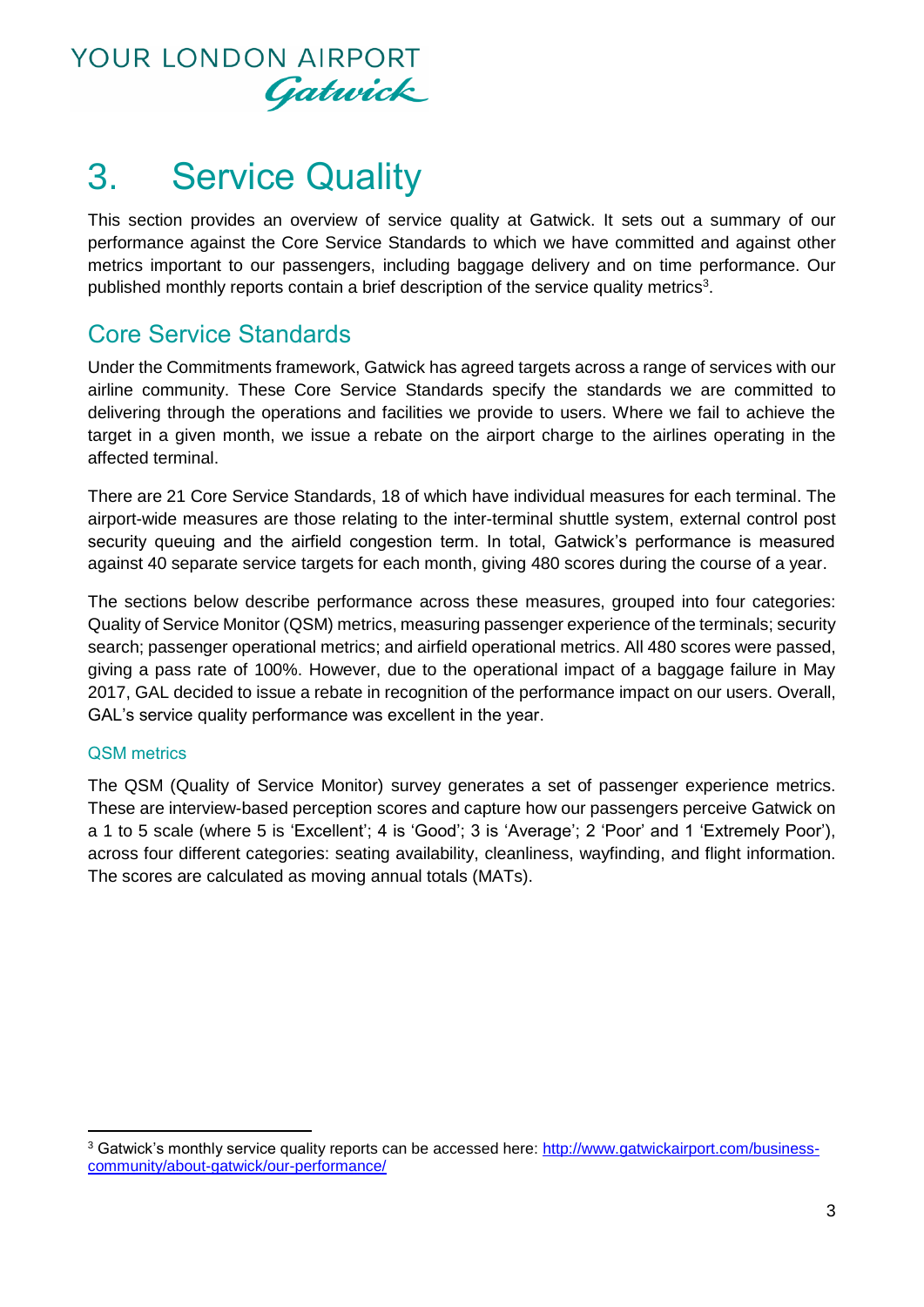# 3. Service Quality

This section provides an overview of service quality at Gatwick. It sets out a summary of our performance against the Core Service Standards to which we have committed and against other metrics important to our passengers, including baggage delivery and on time performance. Our published monthly reports contain a brief description of the service quality metrics[3].

## Core Service Standards

Under the Commitments framework, Gatwick has agreed targets across a range of services with our airline community. These Core Service Standards specify the standards we are committed to delivering through the operations and facilities we provide to users. Where we fail to achieve the target in a given month, we issue a rebate on the airport charge to the airlines operating in the affected terminal.

There are 21 Core Service Standards, 18 of which have individual measures for each terminal. The airport-wide measures are those relating to the inter-terminal shuttle system, external control post security queuing and the airfield congestion term. In total, Gatwick's performance is measured against 40 separate service targets for each month, giving 480 scores during the course of a year.

The sections below describe performance across these measures, grouped into four categories: Quality of Service Monitor (QSM) metrics, measuring passenger experience of the terminals; security search; passenger operational metrics; and airfield operational metrics. All 480 scores were passed, giving a pass rate of 100%. However, due to the operational impact of a baggage failure in May 2017, GAL decided to issue a rebate in recognition of the performance impact on our users. Overall, GAL's service quality performance was excellent in the year.

### QSM metrics

The QSM (Quality of Service Monitor) survey generates a set of passenger experience metrics. These are interview-based perception scores and capture how our passengers perceive Gatwick on a 1 to 5 scale (where 5 is 'Excellent'; 4 is 'Good'; 3 is 'Average'; 2 'Poor' and 1 'Extremely Poor'), across four different categories: seating availability, cleanliness, wayfinding, and flight information. The scores are calculated as moving annual totals (MATs).

[3] Gatwick's monthly service quality reports can be accessed here: http://www.gatwickairport.com/business-community/about-gatwick/our-performance/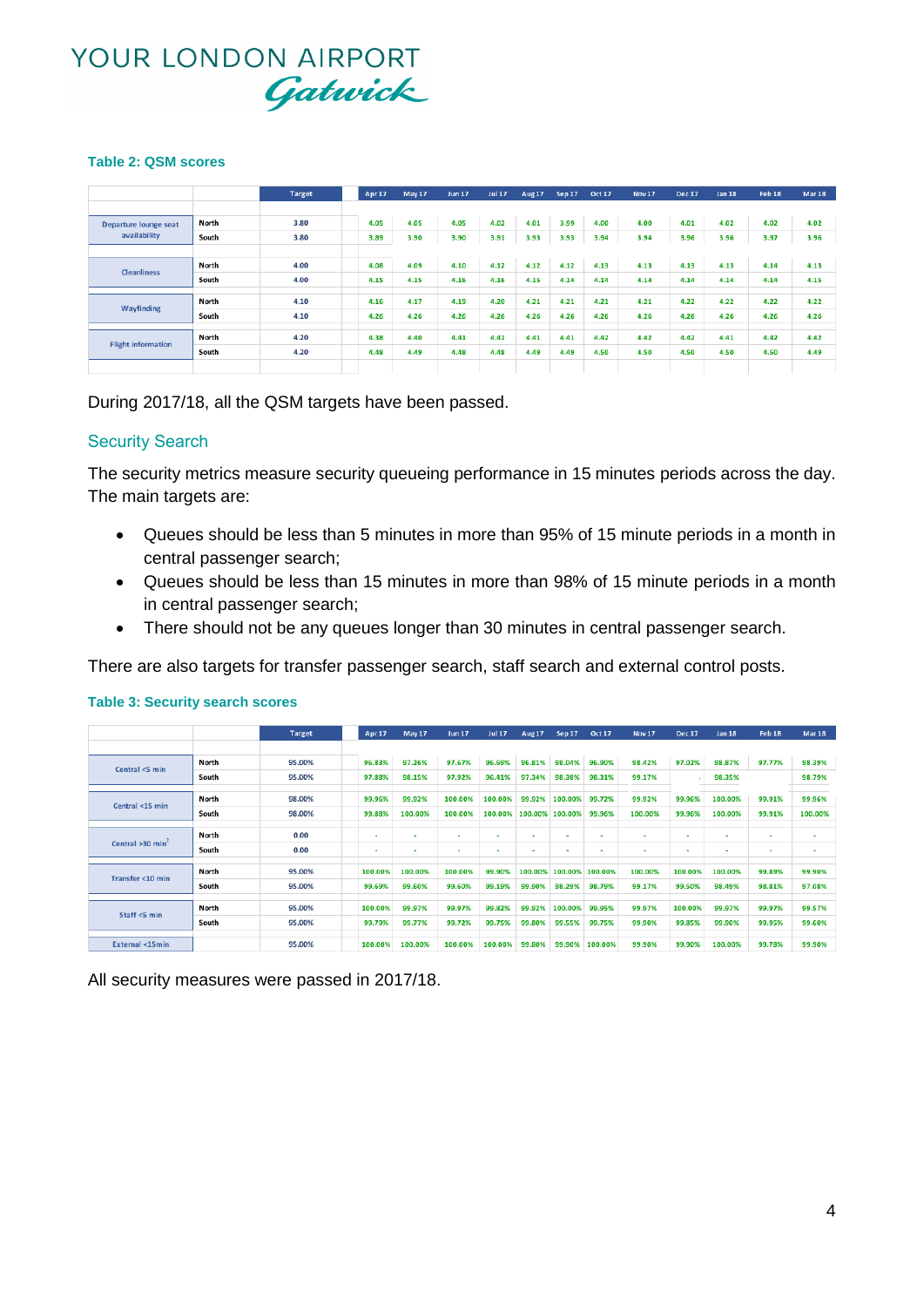#### Table 2: QSM scores

| | | Target | Apr 17 | May 17 | Jun 17 | Jul 17 | Aug 17 | Sep 17 | Oct 17 | Nov 17 | Dec 17 | Jan 18 | Feb 18 | Mar 18 |
|---|---|---|---|---|---|---|---|---|---|---|---|---|---|---|
| Departure lounge seat availability | North | 3.80 | 4.05 | 4.05 | 4.05 | 4.02 | 4.01 | 3.99 | 4.00 | 4.00 | 4.01 | 4.02 | 4.02 | 4.02 |
| | South | 3.80 | 3.89 | 3.90 | 3.90 | 3.91 | 3.93 | 3.93 | 3.94 | 3.94 | 3.96 | 3.96 | 3.97 | 3.96 |
| Cleanliness | North | 4.00 | 4.08 | 4.09 | 4.10 | 4.12 | 4.12 | 4.12 | 4.13 | 4.13 | 4.13 | 4.13 | 4.14 | 4.13 |
| | South | 4.00 | 4.15 | 4.15 | 4.16 | 4.16 | 4.15 | 4.14 | 4.14 | 4.14 | 4.14 | 4.14 | 4.14 | 4.15 |
| Wayfinding | North | 4.10 | 4.16 | 4.17 | 4.19 | 4.20 | 4.21 | 4.21 | 4.21 | 4.21 | 4.22 | 4.22 | 4.22 | 4.22 |
| | South | 4.10 | 4.26 | 4.26 | 4.26 | 4.26 | 4.26 | 4.26 | 4.26 | 4.26 | 4.26 | 4.26 | 4.26 | 4.26 |
| Flight information | North | 4.20 | 4.38 | 4.40 | 4.41 | 4.41 | 4.41 | 4.41 | 4.42 | 4.42 | 4.42 | 4.41 | 4.42 | 4.42 |
| | South | 4.20 | 4.48 | 4.49 | 4.48 | 4.48 | 4.49 | 4.49 | 4.50 | 4.50 | 4.50 | 4.50 | 4.50 | 4.49 |

During 2017/18, all the QSM targets have been passed.

## Security Search

The security metrics measure security queueing performance in 15 minutes periods across the day. The main targets are:

- Queues should be less than 5 minutes in more than 95% of 15 minute periods in a month in central passenger search;
- Queues should be less than 15 minutes in more than 98% of 15 minute periods in a month in central passenger search;
- There should not be any queues longer than 30 minutes in central passenger search.

There are also targets for transfer passenger search, staff search and external control posts.

#### Table 3: Security search scores

| | | Target | Apr 17 | May 17 | Jun 17 | Jul 17 | Aug 17 | Sep 17 | Oct 17 | Nov 17 | Dec 17 | Jan 18 | Feb 18 | Mar 18 |
|---|---|---|---|---|---|---|---|---|---|---|---|---|---|---|
| Central <5 min | North | 95.00% | 96.83% | 97.26% | 97.67% | 96.69% | 96.81% | 98.04% | 96.90% | 98.42% | 97.02% | 98.87% | 97.77% | 98.39% |
| | South | 95.00% | 97.88% | 98.15% | 97.92% | 96.41% | 97.34% | 98.38% | 98.31% | 99.17% | | 98.35% | | 98.79% |
| Central <15 min | North | 98.00% | 99.96% | 99.92% | 100.00% | 100.00% | 99.92% | 100.00% | 99.72% | 99.92% | 99.96% | 100.00% | 99.91% | 99.96% |
| | South | 98.00% | 99.88% | 100.00% | 100.00% | 100.00% | 100.00% | 100.00% | 99.96% | 100.00% | 99.96% | 100.00% | 99.91% | 100.00% |
| Central >30 min[1] | North | 0.00 | - | - | - | - | - | - | - | - | - | - | - | - |
| | South | 0.00 | - | - | - | - | - | - | - | - | - | - | - | - |
| Transfer <10 min | North | 95.00% | 100.00% | 100.00% | 100.00% | 99.90% | 100.00% | 100.00% | 100.00% | 100.00% | 100.00% | 100.00% | 99.89% | 99.90% |
| | South | 95.00% | 99.69% | 99.60% | 99.60% | 99.19% | 99.90% | 98.29% | 98.79% | 99.17% | 99.50% | 98.49% | 98.81% | 97.08% |
| Staff <5 min | North | 95.00% | 100.00% | 99.97% | 99.97% | 99.82% | 99.92% | 100.00% | 99.95% | 99.97% | 100.00% | 99.97% | 99.97% | 99.57% |
| | South | 95.00% | 99.79% | 99.77% | 99.72% | 99.75% | 99.80% | 99.55% | 99.75% | 99.90% | 99.85% | 99.90% | 99.95% | 99.60% |
| External <15min | | 95.00% | 100.00% | 100.00% | 100.00% | 100.00% | 99.80% | 99.90% | 100.00% | 99.90% | 99.90% | 100.00% | 99.78% | 99.90% |

All security measures were passed in 2017/18.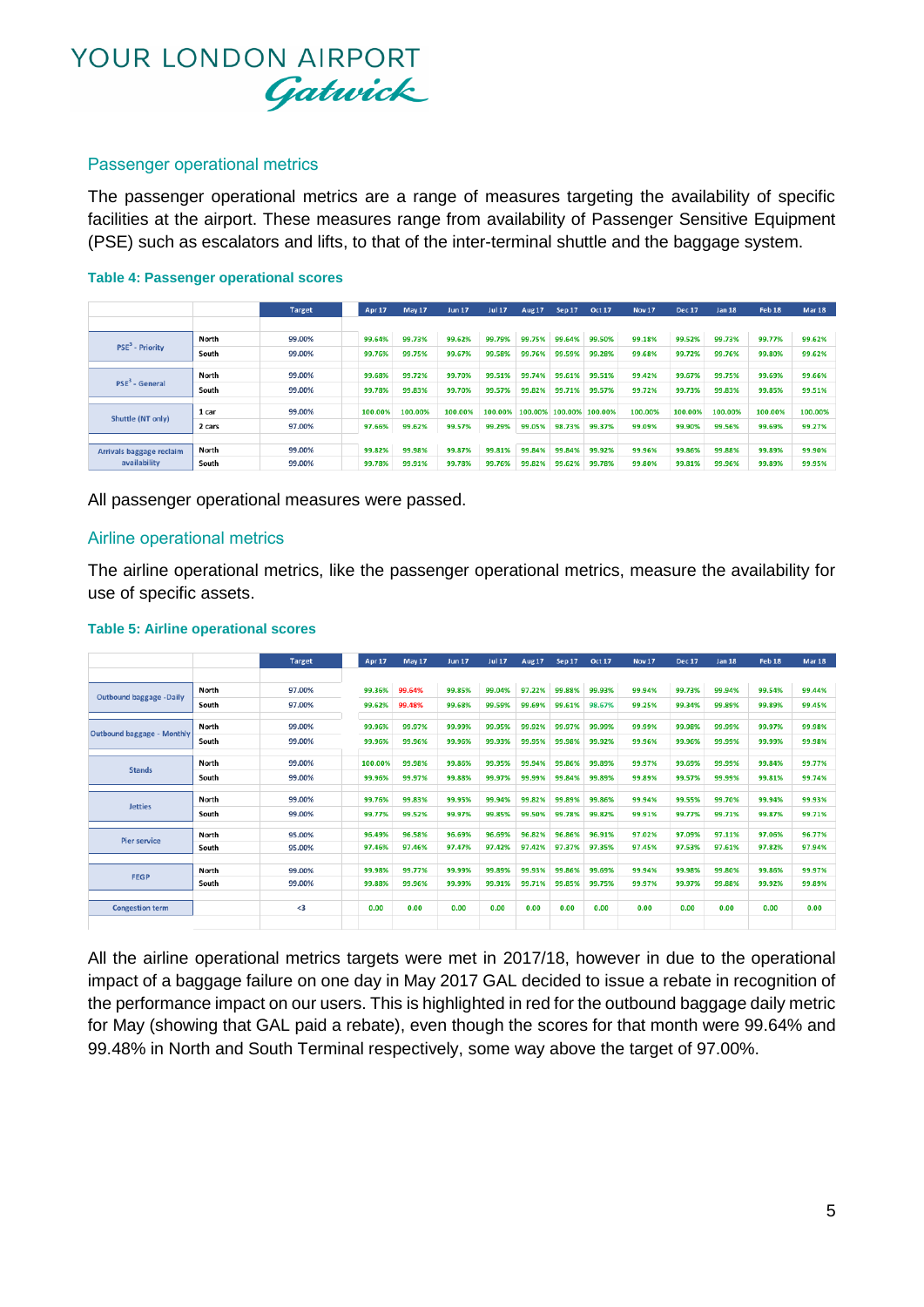## Passenger operational metrics

The passenger operational metrics are a range of measures targeting the availability of specific facilities at the airport. These measures range from availability of Passenger Sensitive Equipment (PSE) such as escalators and lifts, to that of the inter-terminal shuttle and the baggage system.

**Table 4: Passenger operational scores**

| | | Target | Apr 17 | May 17 | Jun 17 | Jul 17 | Aug 17 | Sep 17 | Oct 17 | Nov 17 | Dec 17 | Jan 18 | Feb 18 | Mar 18 |
|---|---|---|---|---|---|---|---|---|---|---|---|---|---|---|
| PSE[3] - Priority | North | 99.00% | 99.64% | 99.73% | 99.62% | 99.79% | 99.75% | 99.64% | 99.50% | 99.18% | 99.52% | 99.73% | 99.77% | 99.62% |
| | South | 99.00% | 99.76% | 99.75% | 99.67% | 99.58% | 99.76% | 99.59% | 99.28% | 99.68% | 99.72% | 99.76% | 99.80% | 99.62% |
| PSE[3] - General | North | 99.00% | 99.68% | 99.72% | 99.70% | 99.51% | 99.74% | 99.61% | 99.51% | 99.42% | 99.67% | 99.75% | 99.69% | 99.66% |
| | South | 99.00% | 99.78% | 99.83% | 99.70% | 99.57% | 99.82% | 99.71% | 99.57% | 99.72% | 99.73% | 99.83% | 99.85% | 99.51% |
| Shuttle (NT only) | 1 car | 99.00% | 100.00% | 100.00% | 100.00% | 100.00% | 100.00% | 100.00% | 100.00% | 100.00% | 100.00% | 100.00% | 100.00% | 100.00% |
| | 2 cars | 97.00% | 97.66% | 99.62% | 99.57% | 99.29% | 99.05% | 98.73% | 99.37% | 99.09% | 99.90% | 99.56% | 99.69% | 99.27% |
| Arrivals baggage reclaim availability | North | 99.00% | 99.82% | 99.98% | 99.87% | 99.81% | 99.84% | 99.84% | 99.92% | 99.96% | 99.86% | 99.88% | 99.89% | 99.90% |
| | South | 99.00% | 99.78% | 99.91% | 99.78% | 99.76% | 99.82% | 99.62% | 99.78% | 99.80% | 99.81% | 99.96% | 99.89% | 99.95% |

All passenger operational measures were passed.

## Airline operational metrics

The airline operational metrics, like the passenger operational metrics, measure the availability for use of specific assets.

**Table 5: Airline operational scores**

| | | Target | Apr 17 | May 17 | Jun 17 | Jul 17 | Aug 17 | Sep 17 | Oct 17 | Nov 17 | Dec 17 | Jan 18 | Feb 18 | Mar 18 |
|---|---|---|---|---|---|---|---|---|---|---|---|---|---|---|
| Outbound baggage -Daily | North | 97.00% | 99.36% | 99.64% | 99.85% | 99.04% | 97.22% | 99.88% | 99.93% | 99.94% | 99.73% | 99.94% | 99.54% | 99.44% |
| | South | 97.00% | 99.62% | 99.48% | 99.68% | 99.59% | 99.69% | 99.61% | 98.67% | 99.25% | 99.34% | 99.89% | 99.89% | 99.45% |
| Outbound baggage - Monthly | North | 99.00% | 99.96% | 99.97% | 99.99% | 99.95% | 99.92% | 99.97% | 99.99% | 99.99% | 99.98% | 99.99% | 99.97% | 99.98% |
| | South | 99.00% | 99.96% | 99.96% | 99.96% | 99.93% | 99.95% | 99.98% | 99.92% | 99.96% | 99.96% | 99.99% | 99.99% | 99.98% |
| Stands | North | 99.00% | 100.00% | 99.98% | 99.86% | 99.95% | 99.94% | 99.86% | 99.89% | 99.97% | 99.69% | 99.99% | 99.84% | 99.77% |
| | South | 99.00% | 99.96% | 99.97% | 99.88% | 99.97% | 99.99% | 99.84% | 99.89% | 99.89% | 99.57% | 99.99% | 99.81% | 99.74% |
| Jetties | North | 99.00% | 99.76% | 99.83% | 99.95% | 99.94% | 99.82% | 99.89% | 99.86% | 99.94% | 99.55% | 99.70% | 99.94% | 99.93% |
| | South | 99.00% | 99.77% | 99.52% | 99.97% | 99.85% | 99.50% | 99.78% | 99.82% | 99.91% | 99.77% | 99.71% | 99.87% | 99.71% |
| Pier service | North | 95.00% | 96.49% | 96.58% | 96.69% | 96.69% | 96.82% | 96.86% | 96.91% | 97.02% | 97.09% | 97.11% | 97.06% | 96.77% |
| | South | 95.00% | 97.46% | 97.46% | 97.47% | 97.42% | 97.42% | 97.37% | 97.35% | 97.45% | 97.53% | 97.61% | 97.82% | 97.94% |
| FEGP | North | 99.00% | 99.98% | 99.77% | 99.99% | 99.89% | 99.93% | 99.86% | 99.69% | 99.94% | 99.98% | 99.80% | 99.86% | 99.97% |
| | South | 99.00% | 99.88% | 99.96% | 99.99% | 99.91% | 99.71% | 99.85% | 99.75% | 99.97% | 99.97% | 99.88% | 99.92% | 99.89% |
| Congestion term | | <3 | 0.00 | 0.00 | 0.00 | 0.00 | 0.00 | 0.00 | 0.00 | 0.00 | 0.00 | 0.00 | 0.00 | 0.00 |

All the airline operational metrics targets were met in 2017/18, however in due to the operational impact of a baggage failure on one day in May 2017 GAL decided to issue a rebate in recognition of the performance impact on our users. This is highlighted in red for the outbound baggage daily metric for May (showing that GAL paid a rebate), even though the scores for that month were 99.64% and 99.48% in North and South Terminal respectively, some way above the target of 97.00%.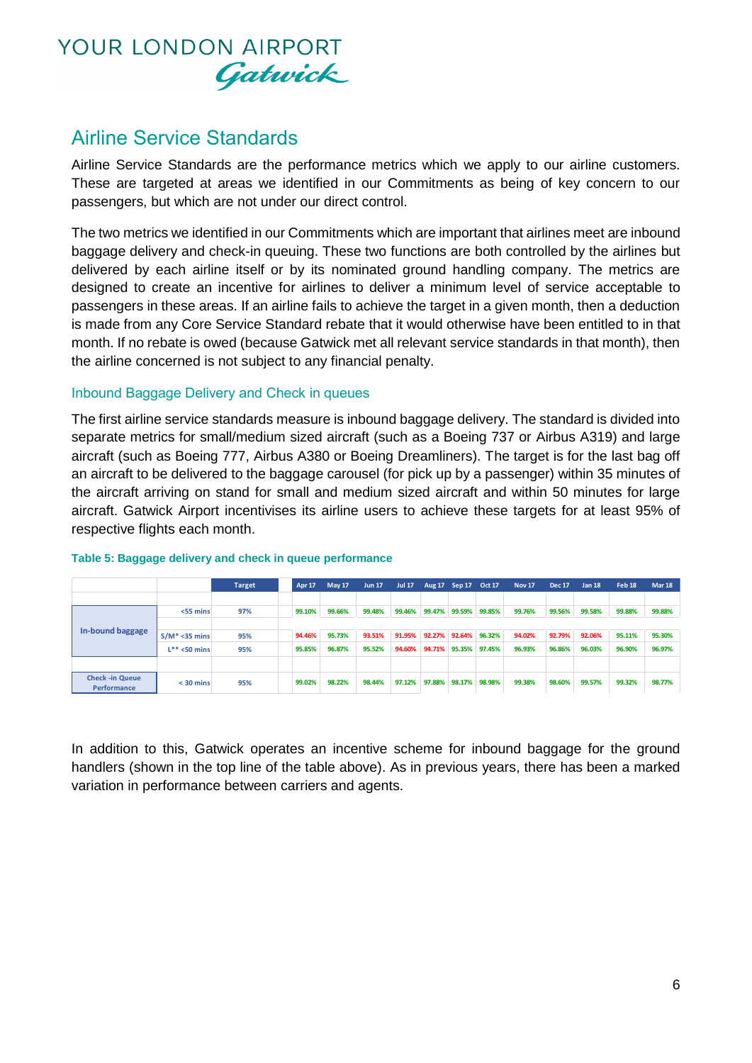## Airline Service Standards

Airline Service Standards are the performance metrics which we apply to our airline customers. These are targeted at areas we identified in our Commitments as being of key concern to our passengers, but which are not under our direct control.

The two metrics we identified in our Commitments which are important that airlines meet are inbound baggage delivery and check-in queuing. These two functions are both controlled by the airlines but delivered by each airline itself or by its nominated ground handling company. The metrics are designed to create an incentive for airlines to deliver a minimum level of service acceptable to passengers in these areas. If an airline fails to achieve the target in a given month, then a deduction is made from any Core Service Standard rebate that it would otherwise have been entitled to in that month. If no rebate is owed (because Gatwick met all relevant service standards in that month), then the airline concerned is not subject to any financial penalty.

### Inbound Baggage Delivery and Check in queues

The first airline service standards measure is inbound baggage delivery. The standard is divided into separate metrics for small/medium sized aircraft (such as a Boeing 737 or Airbus A319) and large aircraft (such as Boeing 777, Airbus A380 or Boeing Dreamliners). The target is for the last bag off an aircraft to be delivered to the baggage carousel (for pick up by a passenger) within 35 minutes of the aircraft arriving on stand for small and medium sized aircraft and within 50 minutes for large aircraft. Gatwick Airport incentivises its airline users to achieve these targets for at least 95% of respective flights each month.

**Table 5: Baggage delivery and check in queue performance**

| | | Target | Apr 17 | May 17 | Jun 17 | Jul 17 | Aug 17 | Sep 17 | Oct 17 | Nov 17 | Dec 17 | Jan 18 | Feb 18 | Mar 18 |
|---|---|---|---|---|---|---|---|---|---|---|---|---|---|---|
| In-bound baggage | <55 mins | 97% | 99.10% | 99.66% | 99.48% | 99.46% | 99.47% | 99.59% | 99.85% | 99.76% | 99.56% | 99.58% | 99.88% | 99.88% |
| | S/M* <35 mins | 95% | 94.46% | 95.73% | 93.51% | 91.95% | 92.27% | 92.64% | 96.32% | 94.02% | 92.79% | 92.06% | 95.11% | 95.30% |
| | L** <50 mins | 95% | 95.85% | 96.87% | 95.52% | 94.60% | 94.71% | 95.35% | 97.45% | 96.93% | 96.86% | 96.03% | 96.90% | 96.97% |
| Check -in Queue Performance | < 30 mins | 95% | 99.02% | 98.22% | 98.44% | 97.12% | 97.88% | 98.17% | 98.98% | 99.38% | 98.60% | 99.57% | 99.32% | 98.77% |

In addition to this, Gatwick operates an incentive scheme for inbound baggage for the ground handlers (shown in the top line of the table above). As in previous years, there has been a marked variation in performance between carriers and agents.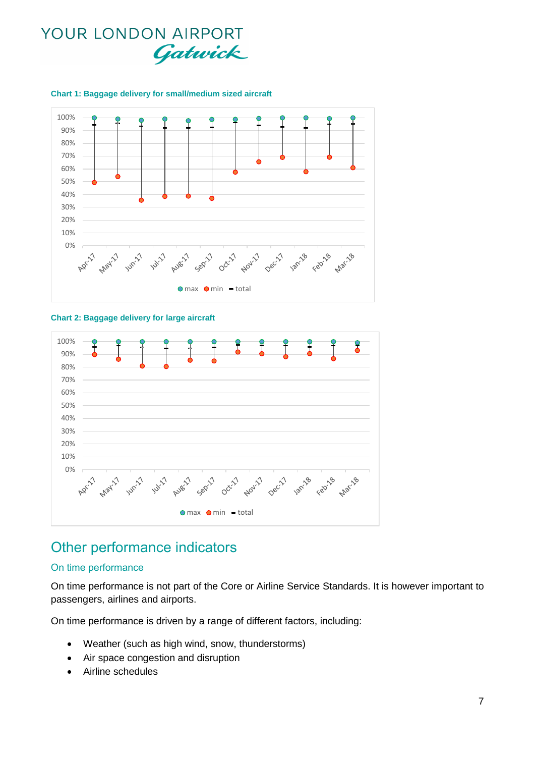**Chart 1: Baggage delivery for small/medium sized aircraft**

**Chart 2: Baggage delivery for large aircraft**

## Other performance indicators

### On time performance

On time performance is not part of the Core or Airline Service Standards. It is however important to passengers, airlines and airports.

On time performance is driven by a range of different factors, including:

- Weather (such as high wind, snow, thunderstorms)
- Air space congestion and disruption
- Airline schedules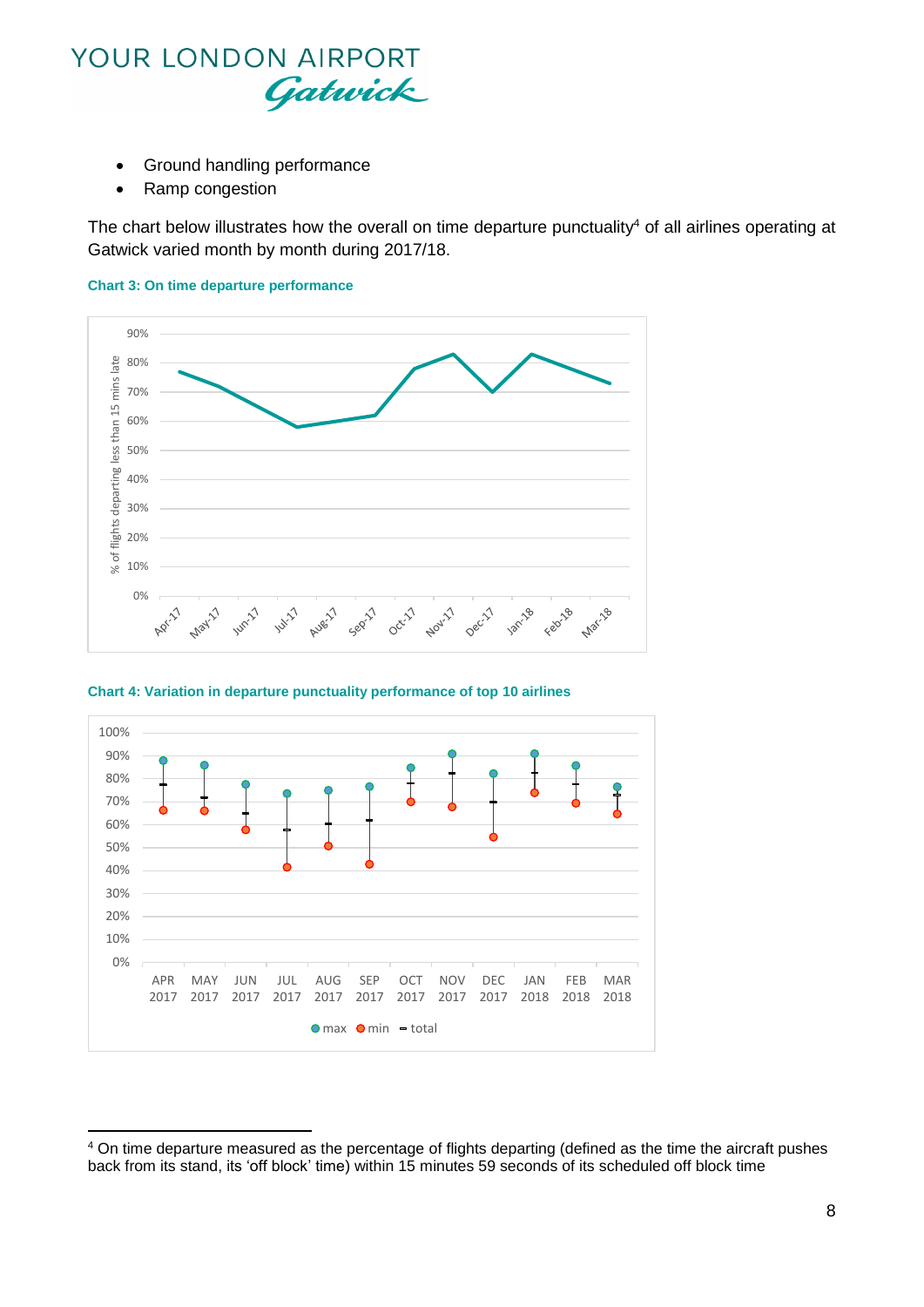- Ground handling performance
- Ramp congestion

The chart below illustrates how the overall on time departure punctuality[4] of all airlines operating at Gatwick varied month by month during 2017/18.

**Chart 3: On time departure performance**

**Chart 4: Variation in departure punctuality performance of top 10 airlines**

[4] On time departure measured as the percentage of flights departing (defined as the time the aircraft pushes back from its stand, its 'off block' time) within 15 minutes 59 seconds of its scheduled off block time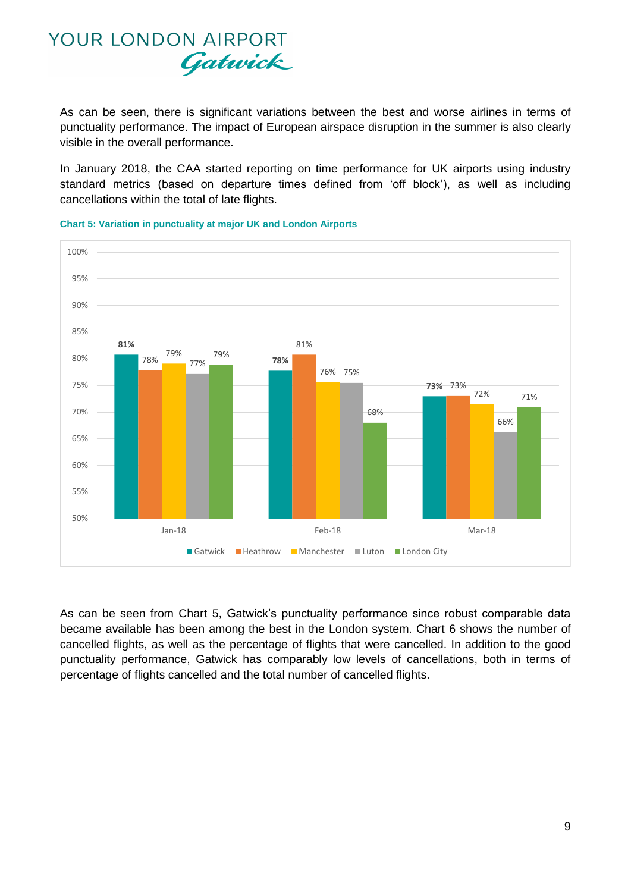As can be seen, there is significant variations between the best and worse airlines in terms of punctuality performance. The impact of European airspace disruption in the summer is also clearly visible in the overall performance.

In January 2018, the CAA started reporting on time performance for UK airports using industry standard metrics (based on departure times defined from 'off block'), as well as including cancellations within the total of late flights.

**Chart 5: Variation in punctuality at major UK and London Airports**

| | Gatwick | Heathrow | Manchester | Luton | London City |
|---|---|---|---|---|---|
| Jan-18 | **81%** | 78% | 79% | 77% | 79% |
| Feb-18 | **78%** | 81% | 76% | 75% | 68% |
| Mar-18 | **73%** | 73% | 72% | 66% | 71% |

As can be seen from Chart 5, Gatwick's punctuality performance since robust comparable data became available has been among the best in the London system. Chart 6 shows the number of cancelled flights, as well as the percentage of flights that were cancelled. In addition to the good punctuality performance, Gatwick has comparably low levels of cancellations, both in terms of percentage of flights cancelled and the total number of cancelled flights.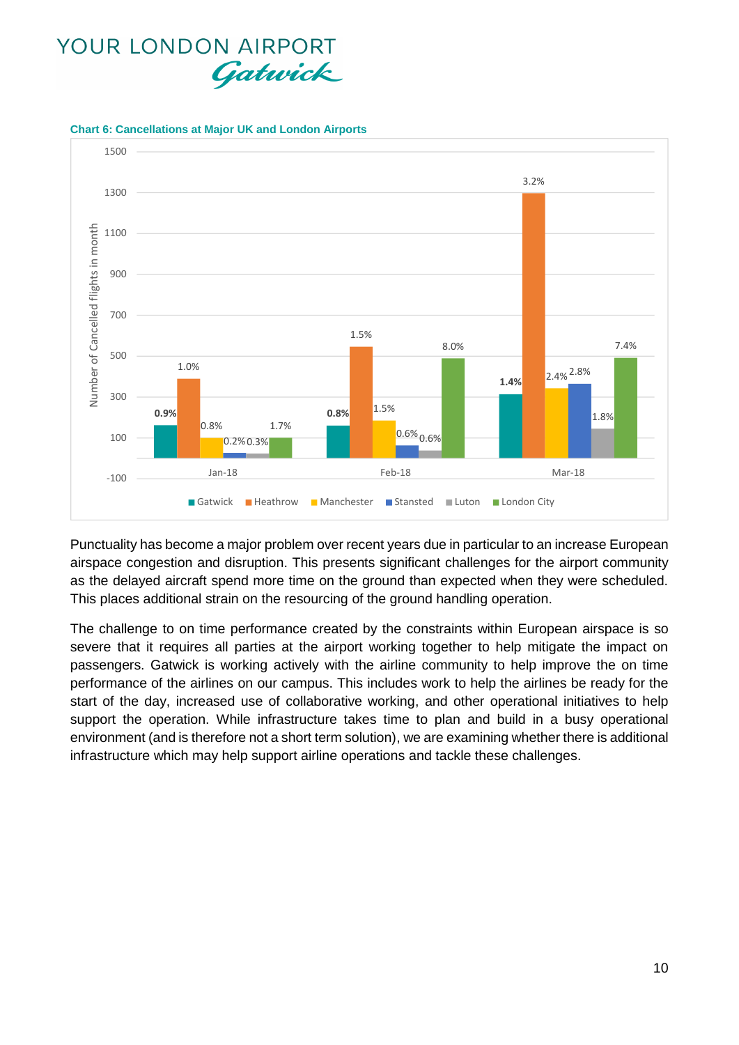YOUR LONDON AIRPORT
Gatwick

**Chart 6: Cancellations at Major UK and London Airports**

1500
1300
1100
900
700
500
300
100
-100

Number of Cancelled flights in month

Jan-18: 0.9%, 1.0%, 0.8%, 0.2%, 0.3%, 1.7%

Feb-18: 0.8%, 1.5%, 1.5%, 0.6%, 0.6%, 8.0%

Mar-18: 1.4%, 3.2%, 2.4%, 2.8%, 1.8%, 7.4%

Gatwick, Heathrow, Manchester, Stansted, Luton, London City

Punctuality has become a major problem over recent years due in particular to an increase European airspace congestion and disruption. This presents significant challenges for the airport community as the delayed aircraft spend more time on the ground than expected when they were scheduled. This places additional strain on the resourcing of the ground handling operation.

The challenge to on time performance created by the constraints within European airspace is so severe that it requires all parties at the airport working together to help mitigate the impact on passengers. Gatwick is working actively with the airline community to help improve the on time performance of the airlines on our campus. This includes work to help the airlines be ready for the start of the day, increased use of collaborative working, and other operational initiatives to help support the operation. While infrastructure takes time to plan and build in a busy operational environment (and is therefore not a short term solution), we are examining whether there is additional infrastructure which may help support airline operations and tackle these challenges.